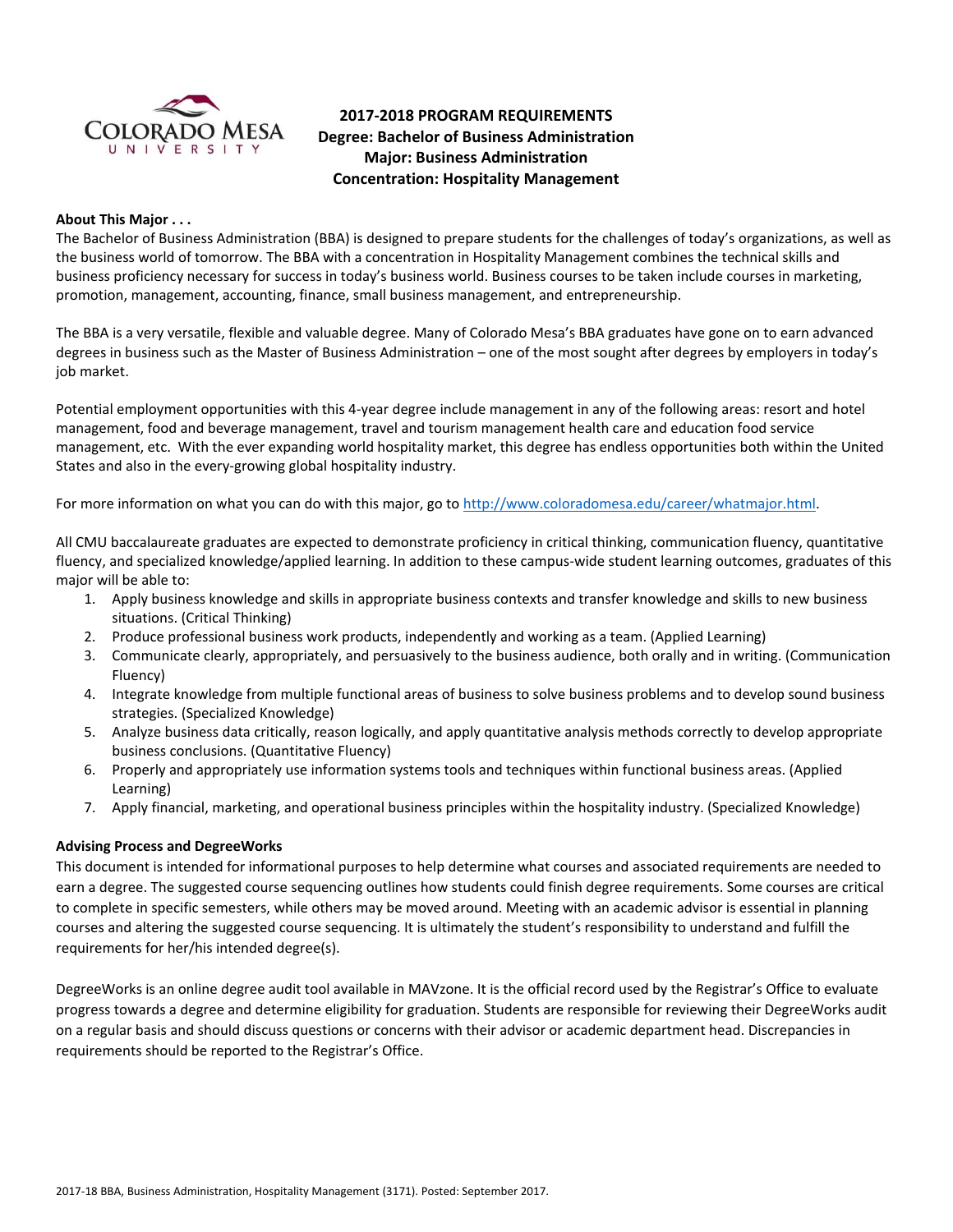# 2017-2018 PROGRAM REQUIREMENTS
## Degree: Bachelor of Business Administration
## Major: Business Administration
## Concentration: Hospitality Management

**About This Major . . .**

The Bachelor of Business Administration (BBA) is designed to prepare students for the challenges of today's organizations, as well as the business world of tomorrow. The BBA with a concentration in Hospitality Management combines the technical skills and business proficiency necessary for success in today's business world. Business courses to be taken include courses in marketing, promotion, management, accounting, finance, small business management, and entrepreneurship.

The BBA is a very versatile, flexible and valuable degree. Many of Colorado Mesa's BBA graduates have gone on to earn advanced degrees in business such as the Master of Business Administration – one of the most sought after degrees by employers in today's job market.

Potential employment opportunities with this 4-year degree include management in any of the following areas: resort and hotel management, food and beverage management, travel and tourism management health care and education food service management, etc. With the ever expanding world hospitality market, this degree has endless opportunities both within the United States and also in the every-growing global hospitality industry.

For more information on what you can do with this major, go to http://www.coloradomesa.edu/career/whatmajor.html.

All CMU baccalaureate graduates are expected to demonstrate proficiency in critical thinking, communication fluency, quantitative fluency, and specialized knowledge/applied learning. In addition to these campus-wide student learning outcomes, graduates of this major will be able to:

1. Apply business knowledge and skills in appropriate business contexts and transfer knowledge and skills to new business situations. (Critical Thinking)
2. Produce professional business work products, independently and working as a team. (Applied Learning)
3. Communicate clearly, appropriately, and persuasively to the business audience, both orally and in writing. (Communication Fluency)
4. Integrate knowledge from multiple functional areas of business to solve business problems and to develop sound business strategies. (Specialized Knowledge)
5. Analyze business data critically, reason logically, and apply quantitative analysis methods correctly to develop appropriate business conclusions. (Quantitative Fluency)
6. Properly and appropriately use information systems tools and techniques within functional business areas. (Applied Learning)
7. Apply financial, marketing, and operational business principles within the hospitality industry. (Specialized Knowledge)

**Advising Process and DegreeWorks**

This document is intended for informational purposes to help determine what courses and associated requirements are needed to earn a degree. The suggested course sequencing outlines how students could finish degree requirements. Some courses are critical to complete in specific semesters, while others may be moved around. Meeting with an academic advisor is essential in planning courses and altering the suggested course sequencing. It is ultimately the student's responsibility to understand and fulfill the requirements for her/his intended degree(s).

DegreeWorks is an online degree audit tool available in MAVzone. It is the official record used by the Registrar's Office to evaluate progress towards a degree and determine eligibility for graduation. Students are responsible for reviewing their DegreeWorks audit on a regular basis and should discuss questions or concerns with their advisor or academic department head. Discrepancies in requirements should be reported to the Registrar's Office.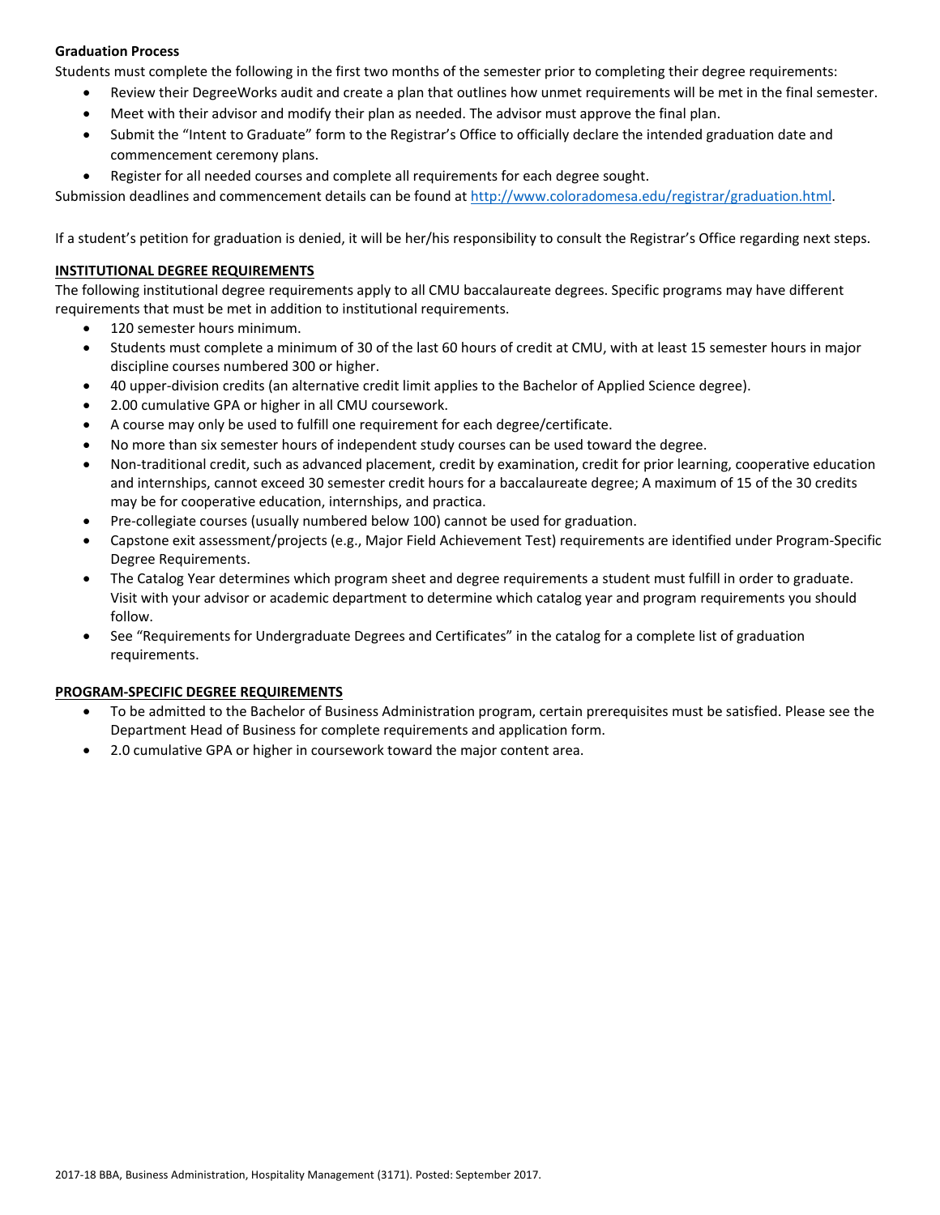**Graduation Process**

Students must complete the following in the first two months of the semester prior to completing their degree requirements:

- Review their DegreeWorks audit and create a plan that outlines how unmet requirements will be met in the final semester.
- Meet with their advisor and modify their plan as needed. The advisor must approve the final plan.
- Submit the "Intent to Graduate" form to the Registrar's Office to officially declare the intended graduation date and commencement ceremony plans.
- Register for all needed courses and complete all requirements for each degree sought.

Submission deadlines and commencement details can be found at http://www.coloradomesa.edu/registrar/graduation.html.

If a student's petition for graduation is denied, it will be her/his responsibility to consult the Registrar's Office regarding next steps.

**INSTITUTIONAL DEGREE REQUIREMENTS**

The following institutional degree requirements apply to all CMU baccalaureate degrees. Specific programs may have different requirements that must be met in addition to institutional requirements.

- 120 semester hours minimum.
- Students must complete a minimum of 30 of the last 60 hours of credit at CMU, with at least 15 semester hours in major discipline courses numbered 300 or higher.
- 40 upper-division credits (an alternative credit limit applies to the Bachelor of Applied Science degree).
- 2.00 cumulative GPA or higher in all CMU coursework.
- A course may only be used to fulfill one requirement for each degree/certificate.
- No more than six semester hours of independent study courses can be used toward the degree.
- Non-traditional credit, such as advanced placement, credit by examination, credit for prior learning, cooperative education and internships, cannot exceed 30 semester credit hours for a baccalaureate degree; A maximum of 15 of the 30 credits may be for cooperative education, internships, and practica.
- Pre-collegiate courses (usually numbered below 100) cannot be used for graduation.
- Capstone exit assessment/projects (e.g., Major Field Achievement Test) requirements are identified under Program-Specific Degree Requirements.
- The Catalog Year determines which program sheet and degree requirements a student must fulfill in order to graduate. Visit with your advisor or academic department to determine which catalog year and program requirements you should follow.
- See "Requirements for Undergraduate Degrees and Certificates" in the catalog for a complete list of graduation requirements.

**PROGRAM-SPECIFIC DEGREE REQUIREMENTS**

- To be admitted to the Bachelor of Business Administration program, certain prerequisites must be satisfied. Please see the Department Head of Business for complete requirements and application form.
- 2.0 cumulative GPA or higher in coursework toward the major content area.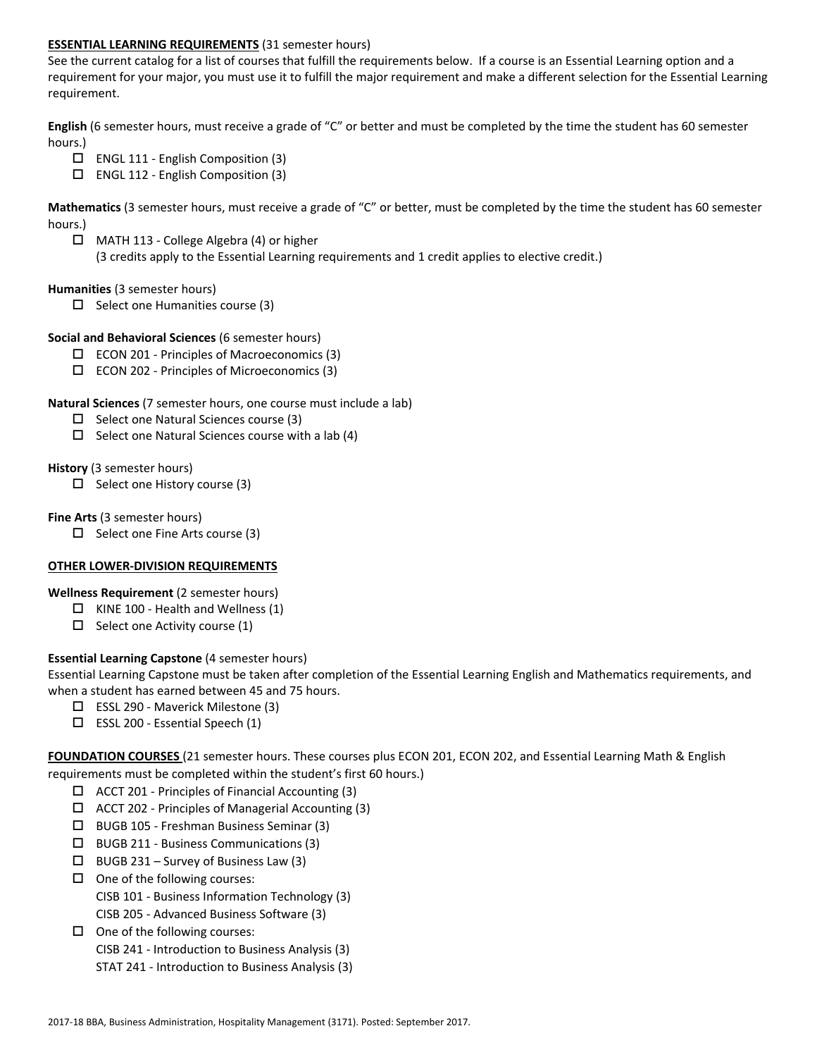**ESSENTIAL LEARNING REQUIREMENTS** (31 semester hours)

See the current catalog for a list of courses that fulfill the requirements below. If a course is an Essential Learning option and a requirement for your major, you must use it to fulfill the major requirement and make a different selection for the Essential Learning requirement.

**English** (6 semester hours, must receive a grade of "C" or better and must be completed by the time the student has 60 semester hours.)

- ☐ ENGL 111 - English Composition (3)
- ☐ ENGL 112 - English Composition (3)

**Mathematics** (3 semester hours, must receive a grade of "C" or better, must be completed by the time the student has 60 semester hours.)

- ☐ MATH 113 - College Algebra (4) or higher
  (3 credits apply to the Essential Learning requirements and 1 credit applies to elective credit.)

**Humanities** (3 semester hours)

- ☐ Select one Humanities course (3)

**Social and Behavioral Sciences** (6 semester hours)

- ☐ ECON 201 - Principles of Macroeconomics (3)
- ☐ ECON 202 - Principles of Microeconomics (3)

**Natural Sciences** (7 semester hours, one course must include a lab)

- ☐ Select one Natural Sciences course (3)
- ☐ Select one Natural Sciences course with a lab (4)

**History** (3 semester hours)

- ☐ Select one History course (3)

**Fine Arts** (3 semester hours)

- ☐ Select one Fine Arts course (3)

**OTHER LOWER-DIVISION REQUIREMENTS**

**Wellness Requirement** (2 semester hours)

- ☐ KINE 100 - Health and Wellness (1)
- ☐ Select one Activity course (1)

**Essential Learning Capstone** (4 semester hours)

Essential Learning Capstone must be taken after completion of the Essential Learning English and Mathematics requirements, and when a student has earned between 45 and 75 hours.

- ☐ ESSL 290 - Maverick Milestone (3)
- ☐ ESSL 200 - Essential Speech (1)

**FOUNDATION COURSES** (21 semester hours. These courses plus ECON 201, ECON 202, and Essential Learning Math & English requirements must be completed within the student's first 60 hours.)

- ☐ ACCT 201 - Principles of Financial Accounting (3)
- ☐ ACCT 202 - Principles of Managerial Accounting (3)
- ☐ BUGB 105 - Freshman Business Seminar (3)
- ☐ BUGB 211 - Business Communications (3)
- ☐ BUGB 231 – Survey of Business Law (3)
- ☐ One of the following courses:
  CISB 101 - Business Information Technology (3)
  CISB 205 - Advanced Business Software (3)
- ☐ One of the following courses:
  CISB 241 - Introduction to Business Analysis (3)
  STAT 241 - Introduction to Business Analysis (3)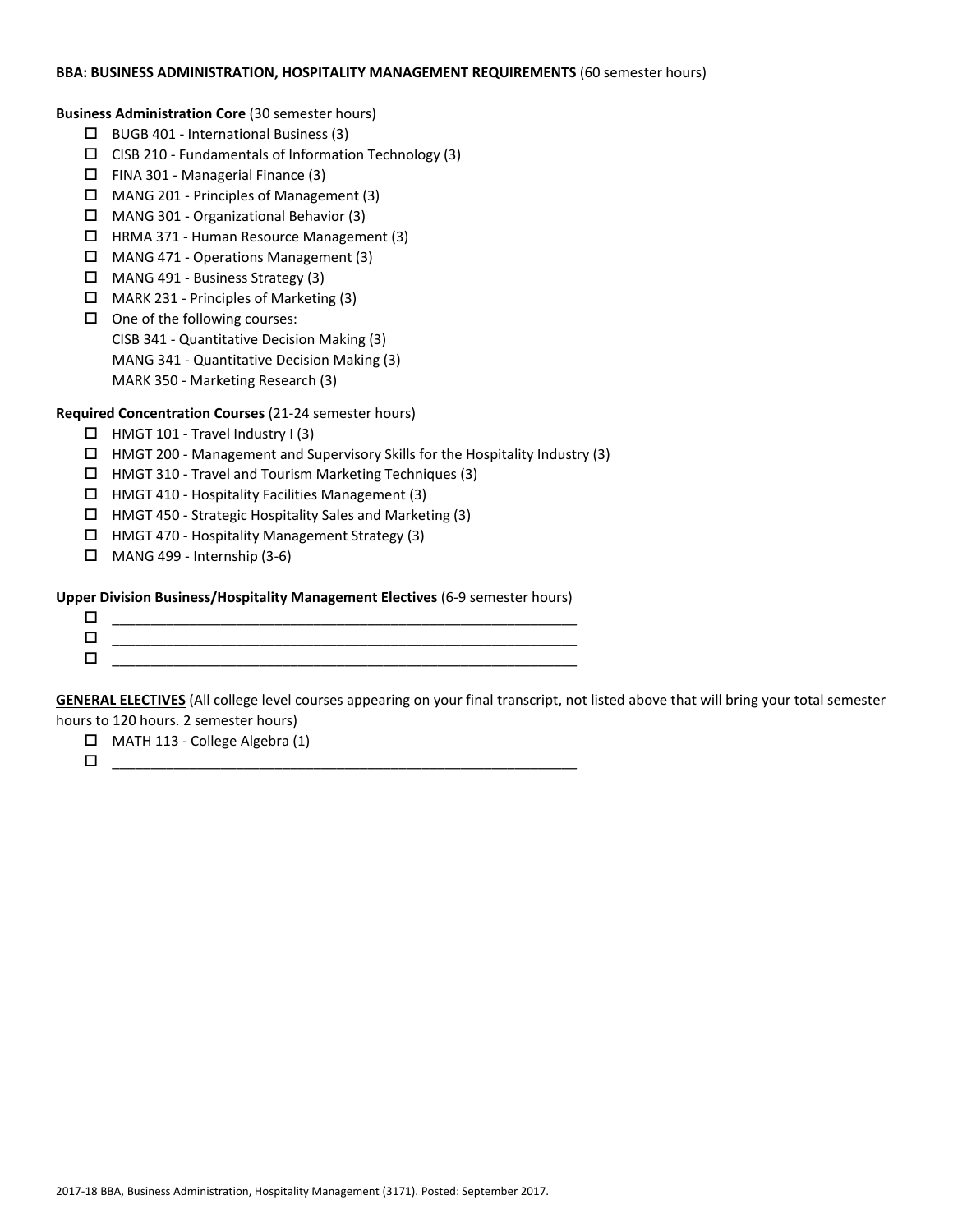**BBA: BUSINESS ADMINISTRATION, HOSPITALITY MANAGEMENT REQUIREMENTS** (60 semester hours)

**Business Administration Core** (30 semester hours)

- ☐ BUGB 401 - International Business (3)
- ☐ CISB 210 - Fundamentals of Information Technology (3)
- ☐ FINA 301 - Managerial Finance (3)
- ☐ MANG 201 - Principles of Management (3)
- ☐ MANG 301 - Organizational Behavior (3)
- ☐ HRMA 371 - Human Resource Management (3)
- ☐ MANG 471 - Operations Management (3)
- ☐ MANG 491 - Business Strategy (3)
- ☐ MARK 231 - Principles of Marketing (3)
- ☐ One of the following courses:
  CISB 341 - Quantitative Decision Making (3)
  MANG 341 - Quantitative Decision Making (3)
  MARK 350 - Marketing Research (3)

**Required Concentration Courses** (21-24 semester hours)

- ☐ HMGT 101 - Travel Industry I (3)
- ☐ HMGT 200 - Management and Supervisory Skills for the Hospitality Industry (3)
- ☐ HMGT 310 - Travel and Tourism Marketing Techniques (3)
- ☐ HMGT 410 - Hospitality Facilities Management (3)
- ☐ HMGT 450 - Strategic Hospitality Sales and Marketing (3)
- ☐ HMGT 470 - Hospitality Management Strategy (3)
- ☐ MANG 499 - Internship (3-6)

**Upper Division Business/Hospitality Management Electives** (6-9 semester hours)

- ☐ ____________________________________________________________
- ☐ ____________________________________________________________
- ☐ ____________________________________________________________

**GENERAL ELECTIVES** (All college level courses appearing on your final transcript, not listed above that will bring your total semester hours to 120 hours. 2 semester hours)

- ☐ MATH 113 - College Algebra (1)
- ☐ ____________________________________________________________

2017-18 BBA, Business Administration, Hospitality Management (3171). Posted: September 2017.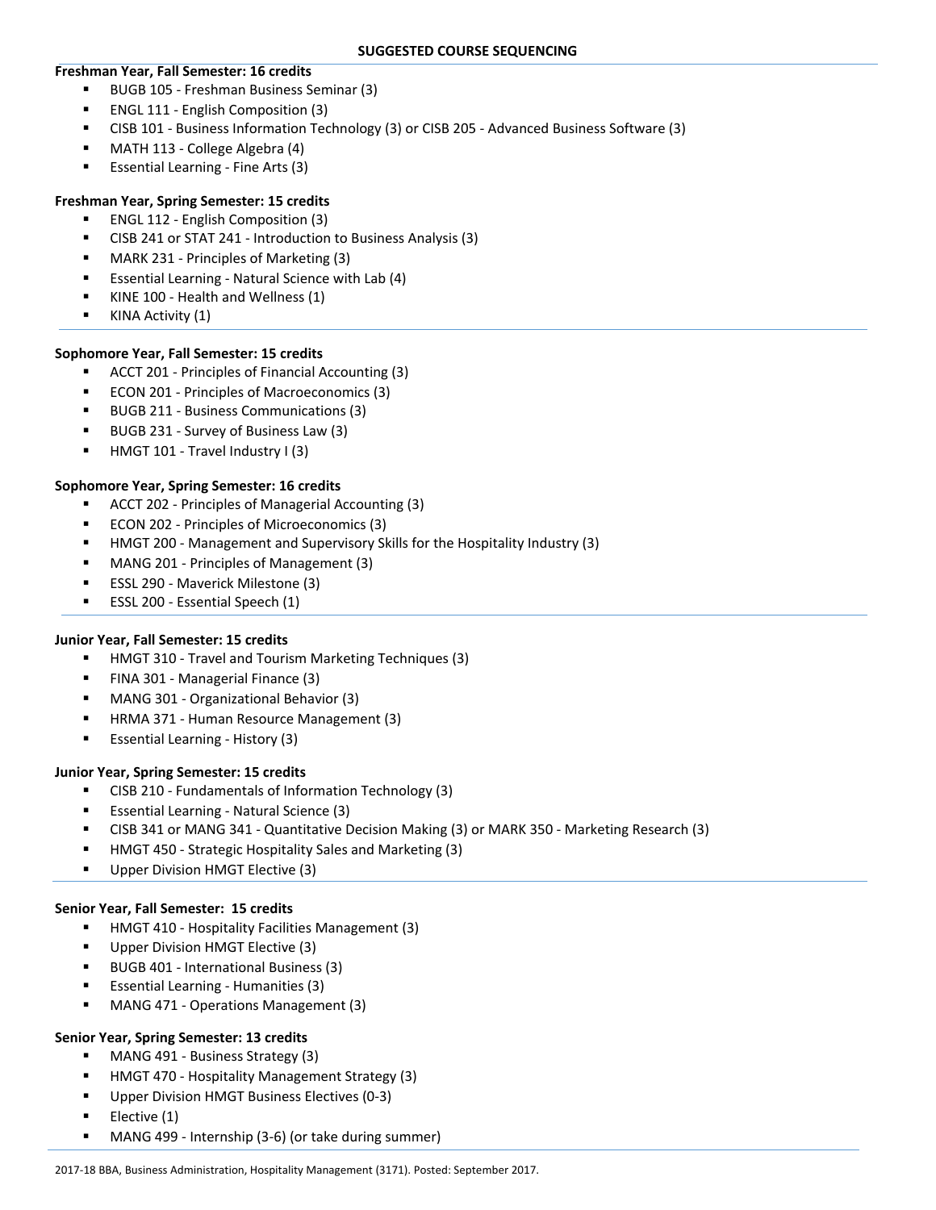## SUGGESTED COURSE SEQUENCING

**Freshman Year, Fall Semester: 16 credits**

- BUGB 105 - Freshman Business Seminar (3)
- ENGL 111 - English Composition (3)
- CISB 101 - Business Information Technology (3) or CISB 205 - Advanced Business Software (3)
- MATH 113 - College Algebra (4)
- Essential Learning - Fine Arts (3)

**Freshman Year, Spring Semester: 15 credits**

- ENGL 112 - English Composition (3)
- CISB 241 or STAT 241 - Introduction to Business Analysis (3)
- MARK 231 - Principles of Marketing (3)
- Essential Learning - Natural Science with Lab (4)
- KINE 100 - Health and Wellness (1)
- KINA Activity (1)

**Sophomore Year, Fall Semester: 15 credits**

- ACCT 201 - Principles of Financial Accounting (3)
- ECON 201 - Principles of Macroeconomics (3)
- BUGB 211 - Business Communications (3)
- BUGB 231 - Survey of Business Law (3)
- HMGT 101 - Travel Industry I (3)

**Sophomore Year, Spring Semester: 16 credits**

- ACCT 202 - Principles of Managerial Accounting (3)
- ECON 202 - Principles of Microeconomics (3)
- HMGT 200 - Management and Supervisory Skills for the Hospitality Industry (3)
- MANG 201 - Principles of Management (3)
- ESSL 290 - Maverick Milestone (3)
- ESSL 200 - Essential Speech (1)

**Junior Year, Fall Semester: 15 credits**

- HMGT 310 - Travel and Tourism Marketing Techniques (3)
- FINA 301 - Managerial Finance (3)
- MANG 301 - Organizational Behavior (3)
- HRMA 371 - Human Resource Management (3)
- Essential Learning - History (3)

**Junior Year, Spring Semester: 15 credits**

- CISB 210 - Fundamentals of Information Technology (3)
- Essential Learning - Natural Science (3)
- CISB 341 or MANG 341 - Quantitative Decision Making (3) or MARK 350 - Marketing Research (3)
- HMGT 450 - Strategic Hospitality Sales and Marketing (3)
- Upper Division HMGT Elective (3)

**Senior Year, Fall Semester: 15 credits**

- HMGT 410 - Hospitality Facilities Management (3)
- Upper Division HMGT Elective (3)
- BUGB 401 - International Business (3)
- Essential Learning - Humanities (3)
- MANG 471 - Operations Management (3)

**Senior Year, Spring Semester: 13 credits**

- MANG 491 - Business Strategy (3)
- HMGT 470 - Hospitality Management Strategy (3)
- Upper Division HMGT Business Electives (0-3)
- Elective (1)
- MANG 499 - Internship (3-6) (or take during summer)

2017-18 BBA, Business Administration, Hospitality Management (3171). Posted: September 2017.